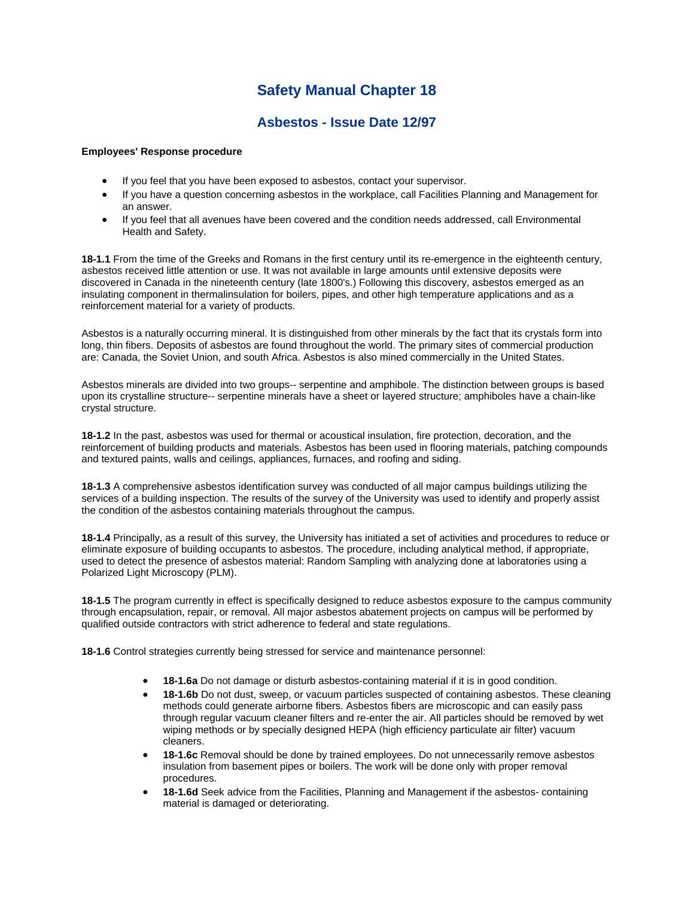# Safety Manual Chapter 18

## Asbestos - Issue Date 12/97

**Employees' Response procedure**

- If you feel that you have been exposed to asbestos, contact your supervisor.
- If you have a question concerning asbestos in the workplace, call Facilities Planning and Management for an answer.
- If you feel that all avenues have been covered and the condition needs addressed, call Environmental Health and Safety.

**18-1.1** From the time of the Greeks and Romans in the first century until its re-emergence in the eighteenth century, asbestos received little attention or use. It was not available in large amounts until extensive deposits were discovered in Canada in the nineteenth century (late 1800's.) Following this discovery, asbestos emerged as an insulating component in thermalinsulation for boilers, pipes, and other high temperature applications and as a reinforcement material for a variety of products.

Asbestos is a naturally occurring mineral. It is distinguished from other minerals by the fact that its crystals form into long, thin fibers. Deposits of asbestos are found throughout the world. The primary sites of commercial production are: Canada, the Soviet Union, and south Africa. Asbestos is also mined commercially in the United States.

Asbestos minerals are divided into two groups-- serpentine and amphibole. The distinction between groups is based upon its crystalline structure-- serpentine minerals have a sheet or layered structure; amphiboles have a chain-like crystal structure.

**18-1.2** In the past, asbestos was used for thermal or acoustical insulation, fire protection, decoration, and the reinforcement of building products and materials. Asbestos has been used in flooring materials, patching compounds and textured paints, walls and ceilings, appliances, furnaces, and roofing and siding.

**18-1.3** A comprehensive asbestos identification survey was conducted of all major campus buildings utilizing the services of a building inspection. The results of the survey of the University was used to identify and properly assist the condition of the asbestos containing materials throughout the campus.

**18-1.4** Principally, as a result of this survey, the University has initiated a set of activities and procedures to reduce or eliminate exposure of building occupants to asbestos. The procedure, including analytical method, if appropriate, used to detect the presence of asbestos material: Random Sampling with analyzing done at laboratories using a Polarized Light Microscopy (PLM).

**18-1.5** The program currently in effect is specifically designed to reduce asbestos exposure to the campus community through encapsulation, repair, or removal. All major asbestos abatement projects on campus will be performed by qualified outside contractors with strict adherence to federal and state regulations.

**18-1.6** Control strategies currently being stressed for service and maintenance personnel:

- **18-1.6a** Do not damage or disturb asbestos-containing material if it is in good condition.
- **18-1.6b** Do not dust, sweep, or vacuum particles suspected of containing asbestos. These cleaning methods could generate airborne fibers. Asbestos fibers are microscopic and can easily pass through regular vacuum cleaner filters and re-enter the air. All particles should be removed by wet wiping methods or by specially designed HEPA (high efficiency particulate air filter) vacuum cleaners.
- **18-1.6c** Removal should be done by trained employees. Do not unnecessarily remove asbestos insulation from basement pipes or boilers. The work will be done only with proper removal procedures.
- **18-1.6d** Seek advice from the Facilities, Planning and Management if the asbestos- containing material is damaged or deteriorating.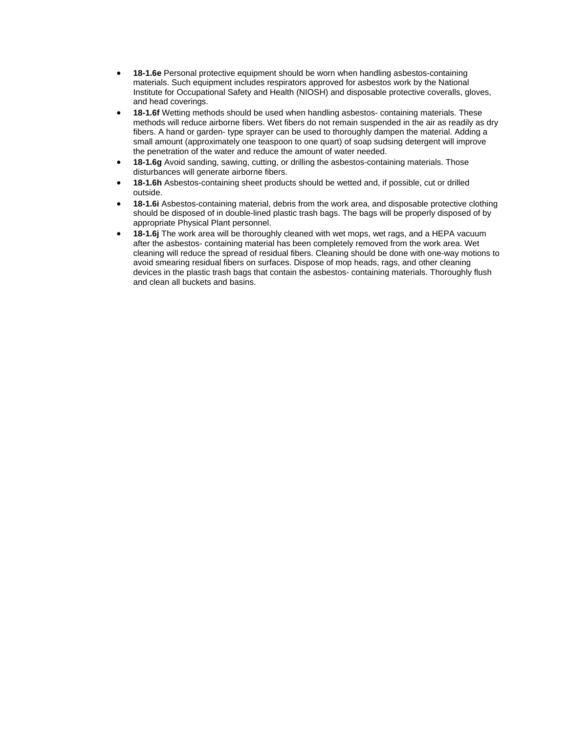- **18-1.6e** Personal protective equipment should be worn when handling asbestos-containing materials. Such equipment includes respirators approved for asbestos work by the National Institute for Occupational Safety and Health (NIOSH) and disposable protective coveralls, gloves, and head coverings.
- **18-1.6f** Wetting methods should be used when handling asbestos- containing materials. These methods will reduce airborne fibers. Wet fibers do not remain suspended in the air as readily as dry fibers. A hand or garden- type sprayer can be used to thoroughly dampen the material. Adding a small amount (approximately one teaspoon to one quart) of soap sudsing detergent will improve the penetration of the water and reduce the amount of water needed.
- **18-1.6g** Avoid sanding, sawing, cutting, or drilling the asbestos-containing materials. Those disturbances will generate airborne fibers.
- **18-1.6h** Asbestos-containing sheet products should be wetted and, if possible, cut or drilled outside.
- **18-1.6i** Asbestos-containing material, debris from the work area, and disposable protective clothing should be disposed of in double-lined plastic trash bags. The bags will be properly disposed of by appropriate Physical Plant personnel.
- **18-1.6j** The work area will be thoroughly cleaned with wet mops, wet rags, and a HEPA vacuum after the asbestos- containing material has been completely removed from the work area. Wet cleaning will reduce the spread of residual fibers. Cleaning should be done with one-way motions to avoid smearing residual fibers on surfaces. Dispose of mop heads, rags, and other cleaning devices in the plastic trash bags that contain the asbestos- containing materials. Thoroughly flush and clean all buckets and basins.